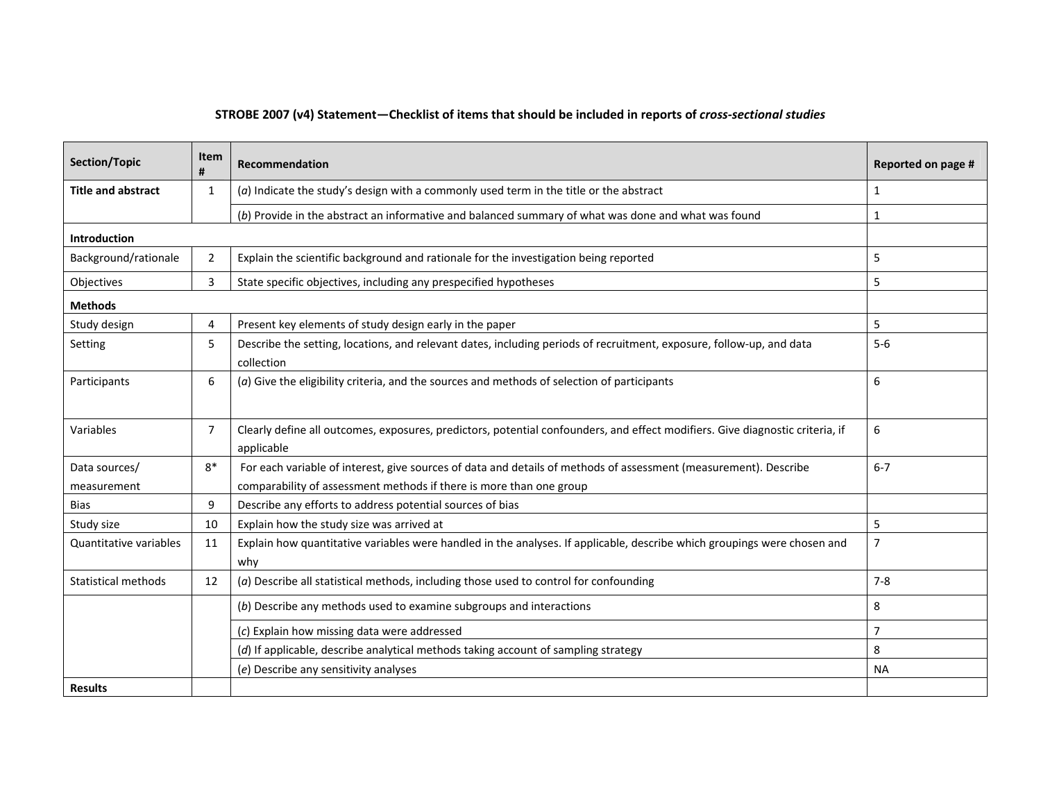**STROBE 2007 (v4) Statement—Checklist of items that should be included in reports of *cross-sectional studies***

| Section/Topic | Item # | Recommendation | Reported on page # |
|---|---|---|---|
| **Title and abstract** | 1 | (*a*) Indicate the study's design with a commonly used term in the title or the abstract | 1 |
| | | (*b*) Provide in the abstract an informative and balanced summary of what was done and what was found | 1 |
| **Introduction** | | | |
| Background/rationale | 2 | Explain the scientific background and rationale for the investigation being reported | 5 |
| Objectives | 3 | State specific objectives, including any prespecified hypotheses | 5 |
| **Methods** | | | |
| Study design | 4 | Present key elements of study design early in the paper | 5 |
| Setting | 5 | Describe the setting, locations, and relevant dates, including periods of recruitment, exposure, follow-up, and data collection | 5-6 |
| Participants | 6 | (*a*) Give the eligibility criteria, and the sources and methods of selection of participants | 6 |
| Variables | 7 | Clearly define all outcomes, exposures, predictors, potential confounders, and effect modifiers. Give diagnostic criteria, if applicable | 6 |
| Data sources/ measurement | 8* | For each variable of interest, give sources of data and details of methods of assessment (measurement). Describe comparability of assessment methods if there is more than one group | 6-7 |
| Bias | 9 | Describe any efforts to address potential sources of bias | |
| Study size | 10 | Explain how the study size was arrived at | 5 |
| Quantitative variables | 11 | Explain how quantitative variables were handled in the analyses. If applicable, describe which groupings were chosen and why | 7 |
| Statistical methods | 12 | (*a*) Describe all statistical methods, including those used to control for confounding | 7-8 |
| | | (*b*) Describe any methods used to examine subgroups and interactions | 8 |
| | | (*c*) Explain how missing data were addressed | 7 |
| | | (*d*) If applicable, describe analytical methods taking account of sampling strategy | 8 |
| | | (*e*) Describe any sensitivity analyses | NA |
| **Results** | | | |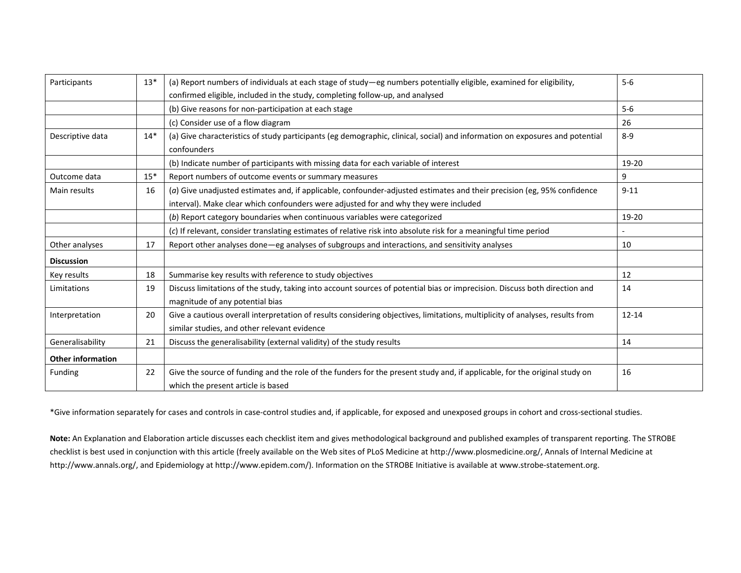| | | | |
|---|---|---|---|
| Participants | 13* | (a) Report numbers of individuals at each stage of study—eg numbers potentially eligible, examined for eligibility, confirmed eligible, included in the study, completing follow-up, and analysed | 5-6 |
| | | (b) Give reasons for non-participation at each stage | 5-6 |
| | | (c) Consider use of a flow diagram | 26 |
| Descriptive data | 14* | (a) Give characteristics of study participants (eg demographic, clinical, social) and information on exposures and potential confounders | 8-9 |
| | | (b) Indicate number of participants with missing data for each variable of interest | 19-20 |
| Outcome data | 15* | Report numbers of outcome events or summary measures | 9 |
| Main results | 16 | (*a*) Give unadjusted estimates and, if applicable, confounder-adjusted estimates and their precision (eg, 95% confidence interval). Make clear which confounders were adjusted for and why they were included | 9-11 |
| | | (*b*) Report category boundaries when continuous variables were categorized | 19-20 |
| | | (*c*) If relevant, consider translating estimates of relative risk into absolute risk for a meaningful time period | - |
| Other analyses | 17 | Report other analyses done—eg analyses of subgroups and interactions, and sensitivity analyses | 10 |
| **Discussion** | | | |
| Key results | 18 | Summarise key results with reference to study objectives | 12 |
| Limitations | 19 | Discuss limitations of the study, taking into account sources of potential bias or imprecision. Discuss both direction and magnitude of any potential bias | 14 |
| Interpretation | 20 | Give a cautious overall interpretation of results considering objectives, limitations, multiplicity of analyses, results from similar studies, and other relevant evidence | 12-14 |
| Generalisability | 21 | Discuss the generalisability (external validity) of the study results | 14 |
| **Other information** | | | |
| Funding | 22 | Give the source of funding and the role of the funders for the present study and, if applicable, for the original study on which the present article is based | 16 |

*Give information separately for cases and controls in case-control studies and, if applicable, for exposed and unexposed groups in cohort and cross-sectional studies.

**Note:** An Explanation and Elaboration article discusses each checklist item and gives methodological background and published examples of transparent reporting. The STROBE checklist is best used in conjunction with this article (freely available on the Web sites of PLoS Medicine at http://www.plosmedicine.org/, Annals of Internal Medicine at http://www.annals.org/, and Epidemiology at http://www.epidem.com/). Information on the STROBE Initiative is available at www.strobe-statement.org.